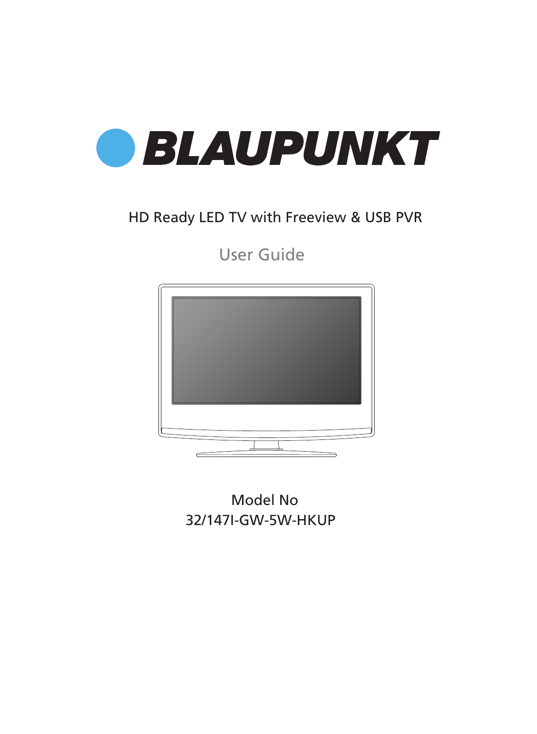# BLAUPUNKT

HD Ready LED TV with Freeview & USB PVR

## User Guide

Model No
32/147I-GW-5W-HKUP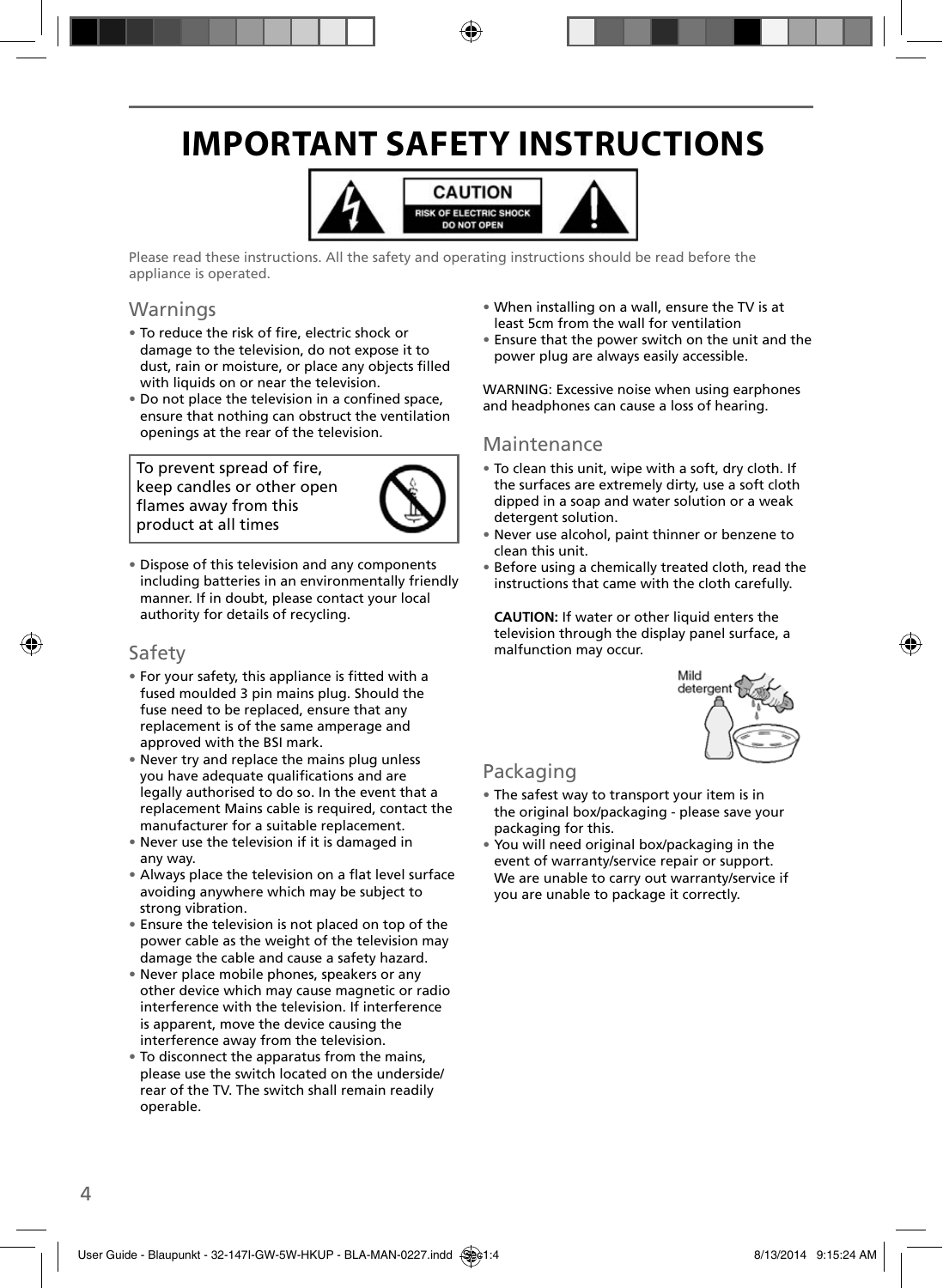# IMPORTANT SAFETY INSTRUCTIONS

CAUTION
RISK OF ELECTRIC SHOCK
DO NOT OPEN

Please read these instructions. All the safety and operating instructions should be read before the appliance is operated.

## Warnings

- To reduce the risk of fire, electric shock or damage to the television, do not expose it to dust, rain or moisture, or place any objects filled with liquids on or near the television.
- Do not place the television in a confined space, ensure that nothing can obstruct the ventilation openings at the rear of the television.

To prevent spread of fire, keep candles or other open flames away from this product at all times

- Dispose of this television and any components including batteries in an environmentally friendly manner. If in doubt, please contact your local authority for details of recycling.

## Safety

- For your safety, this appliance is fitted with a fused moulded 3 pin mains plug. Should the fuse need to be replaced, ensure that any replacement is of the same amperage and approved with the BSI mark.
- Never try and replace the mains plug unless you have adequate qualifications and are legally authorised to do so. In the event that a replacement Mains cable is required, contact the manufacturer for a suitable replacement.
- Never use the television if it is damaged in any way.
- Always place the television on a flat level surface avoiding anywhere which may be subject to strong vibration.
- Ensure the television is not placed on top of the power cable as the weight of the television may damage the cable and cause a safety hazard.
- Never place mobile phones, speakers or any other device which may cause magnetic or radio interference with the television. If interference is apparent, move the device causing the interference away from the television.
- To disconnect the apparatus from the mains, please use the switch located on the underside/ rear of the TV. The switch shall remain readily operable.
- When installing on a wall, ensure the TV is at least 5cm from the wall for ventilation
- Ensure that the power switch on the unit and the power plug are always easily accessible.

WARNING: Excessive noise when using earphones and headphones can cause a loss of hearing.

## Maintenance

- To clean this unit, wipe with a soft, dry cloth. If the surfaces are extremely dirty, use a soft cloth dipped in a soap and water solution or a weak detergent solution.
- Never use alcohol, paint thinner or benzene to clean this unit.
- Before using a chemically treated cloth, read the instructions that came with the cloth carefully.

**CAUTION:** If water or other liquid enters the television through the display panel surface, a malfunction may occur.

Mild detergent

## Packaging

- The safest way to transport your item is in the original box/packaging - please save your packaging for this.
- You will need original box/packaging in the event of warranty/service repair or support. We are unable to carry out warranty/service if you are unable to package it correctly.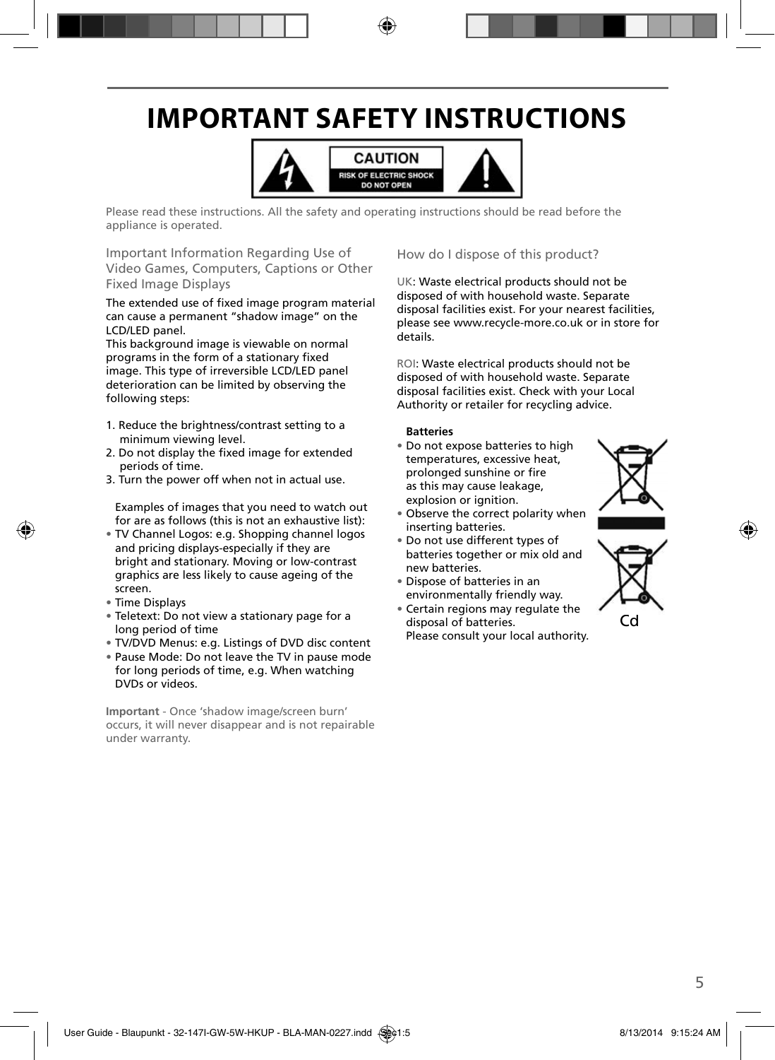# IMPORTANT SAFETY INSTRUCTIONS

CAUTION
RISK OF ELECTRIC SHOCK
DO NOT OPEN

Please read these instructions. All the safety and operating instructions should be read before the appliance is operated.

## Important Information Regarding Use of Video Games, Computers, Captions or Other Fixed Image Displays

The extended use of fixed image program material can cause a permanent "shadow image" on the LCD/LED panel.

This background image is viewable on normal programs in the form of a stationary fixed image. This type of irreversible LCD/LED panel deterioration can be limited by observing the following steps:

1. Reduce the brightness/contrast setting to a minimum viewing level.
2. Do not display the fixed image for extended periods of time.
3. Turn the power off when not in actual use.

Examples of images that you need to watch out for are as follows (this is not an exhaustive list):

- TV Channel Logos: e.g. Shopping channel logos and pricing displays-especially if they are bright and stationary. Moving or low-contrast graphics are less likely to cause ageing of the screen.
- Time Displays
- Teletext: Do not view a stationary page for a long period of time
- TV/DVD Menus: e.g. Listings of DVD disc content
- Pause Mode: Do not leave the TV in pause mode for long periods of time, e.g. When watching DVDs or videos.

**Important** - Once 'shadow image/screen burn' occurs, it will never disappear and is not repairable under warranty.

## How do I dispose of this product?

UK: Waste electrical products should not be disposed of with household waste. Separate disposal facilities exist. For your nearest facilities, please see www.recycle-more.co.uk or in store for details.

ROI: Waste electrical products should not be disposed of with household waste. Separate disposal facilities exist. Check with your Local Authority or retailer for recycling advice.

**Batteries**

- Do not expose batteries to high temperatures, excessive heat, prolonged sunshine or fire as this may cause leakage, explosion or ignition.
- Observe the correct polarity when inserting batteries.
- Do not use different types of batteries together or mix old and new batteries.
- Dispose of batteries in an environmentally friendly way.
- Certain regions may regulate the disposal of batteries. Please consult your local authority.

Cd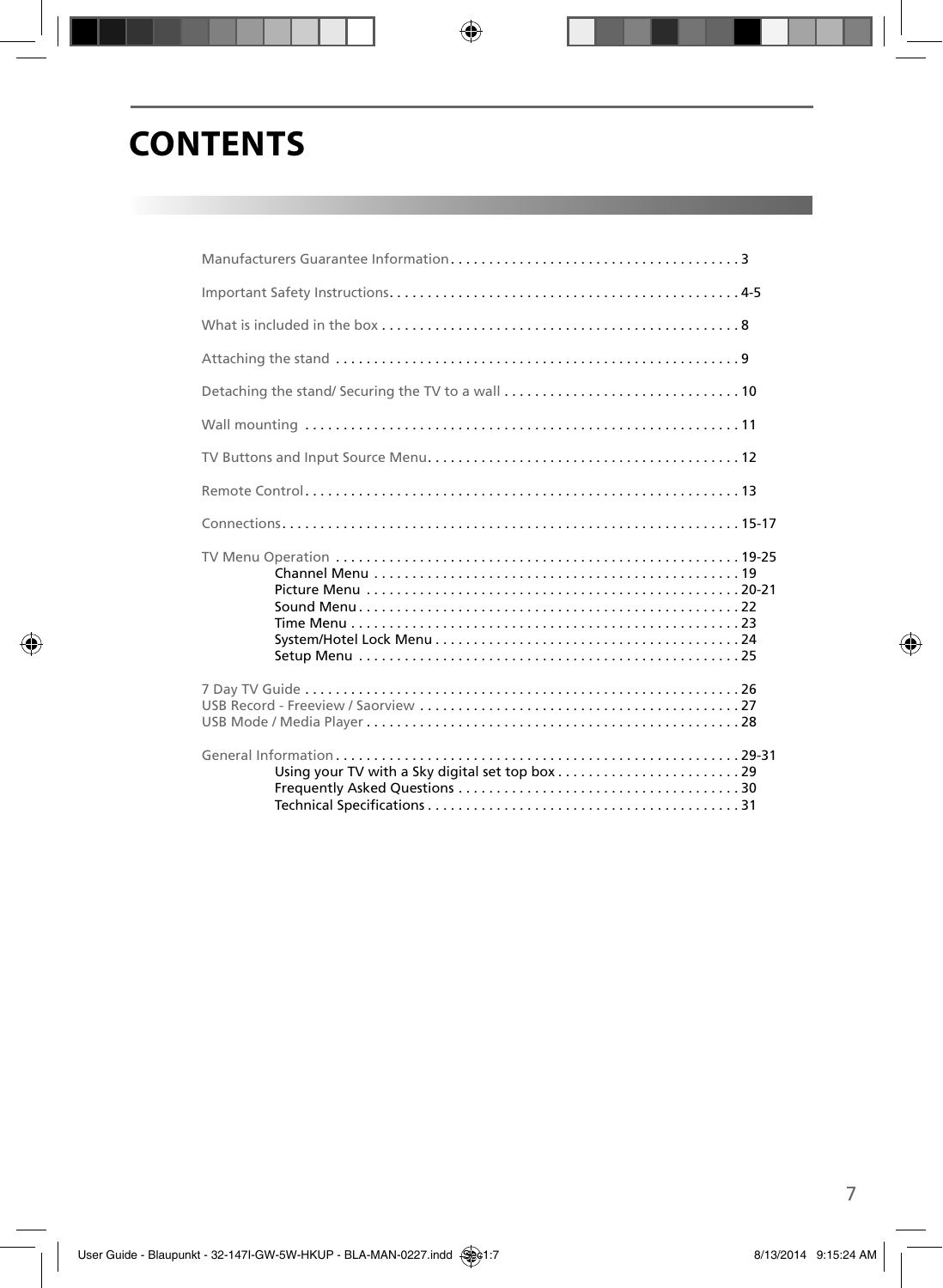# CONTENTS

Manufacturers Guarantee Information. . . . . . . . . . . . . . . . . . . . . . . . . . . . . . . . . . . . . . 3

Important Safety Instructions. . . . . . . . . . . . . . . . . . . . . . . . . . . . . . . . . . . . . . . . . . . . . 4-5

What is included in the box . . . . . . . . . . . . . . . . . . . . . . . . . . . . . . . . . . . . . . . . . . . . . . 8

Attaching the stand . . . . . . . . . . . . . . . . . . . . . . . . . . . . . . . . . . . . . . . . . . . . . . . . . . . . 9

Detaching the stand/ Securing the TV to a wall . . . . . . . . . . . . . . . . . . . . . . . . . . . . . . . 10

Wall mounting . . . . . . . . . . . . . . . . . . . . . . . . . . . . . . . . . . . . . . . . . . . . . . . . . . . . . . . . 11

TV Buttons and Input Source Menu. . . . . . . . . . . . . . . . . . . . . . . . . . . . . . . . . . . . . . . . 12

Remote Control. . . . . . . . . . . . . . . . . . . . . . . . . . . . . . . . . . . . . . . . . . . . . . . . . . . . . . . . 13

Connections. . . . . . . . . . . . . . . . . . . . . . . . . . . . . . . . . . . . . . . . . . . . . . . . . . . . . . . . . . . 15-17

TV Menu Operation . . . . . . . . . . . . . . . . . . . . . . . . . . . . . . . . . . . . . . . . . . . . . . . . . . . . 19-25
- Channel Menu . . . . . . . . . . . . . . . . . . . . . . . . . . . . . . . . . . . . . . . . . . . . . . . . 19
- Picture Menu . . . . . . . . . . . . . . . . . . . . . . . . . . . . . . . . . . . . . . . . . . . . . . . . . 20-21
- Sound Menu . . . . . . . . . . . . . . . . . . . . . . . . . . . . . . . . . . . . . . . . . . . . . . . . . . 22
- Time Menu . . . . . . . . . . . . . . . . . . . . . . . . . . . . . . . . . . . . . . . . . . . . . . . . . . . 23
- System/Hotel Lock Menu . . . . . . . . . . . . . . . . . . . . . . . . . . . . . . . . . . . . . . . . 24
- Setup Menu . . . . . . . . . . . . . . . . . . . . . . . . . . . . . . . . . . . . . . . . . . . . . . . . . . 25

7 Day TV Guide . . . . . . . . . . . . . . . . . . . . . . . . . . . . . . . . . . . . . . . . . . . . . . . . . . . . . . . 26
USB Record - Freeview / Saorview . . . . . . . . . . . . . . . . . . . . . . . . . . . . . . . . . . . . . . . . . 27
USB Mode / Media Player . . . . . . . . . . . . . . . . . . . . . . . . . . . . . . . . . . . . . . . . . . . . . . . . 28

General Information . . . . . . . . . . . . . . . . . . . . . . . . . . . . . . . . . . . . . . . . . . . . . . . . . . . . 29-31
- Using your TV with a Sky digital set top box . . . . . . . . . . . . . . . . . . . . . . . . 29
- Frequently Asked Questions . . . . . . . . . . . . . . . . . . . . . . . . . . . . . . . . . . . . . 30
- Technical Specifications . . . . . . . . . . . . . . . . . . . . . . . . . . . . . . . . . . . . . . . . 31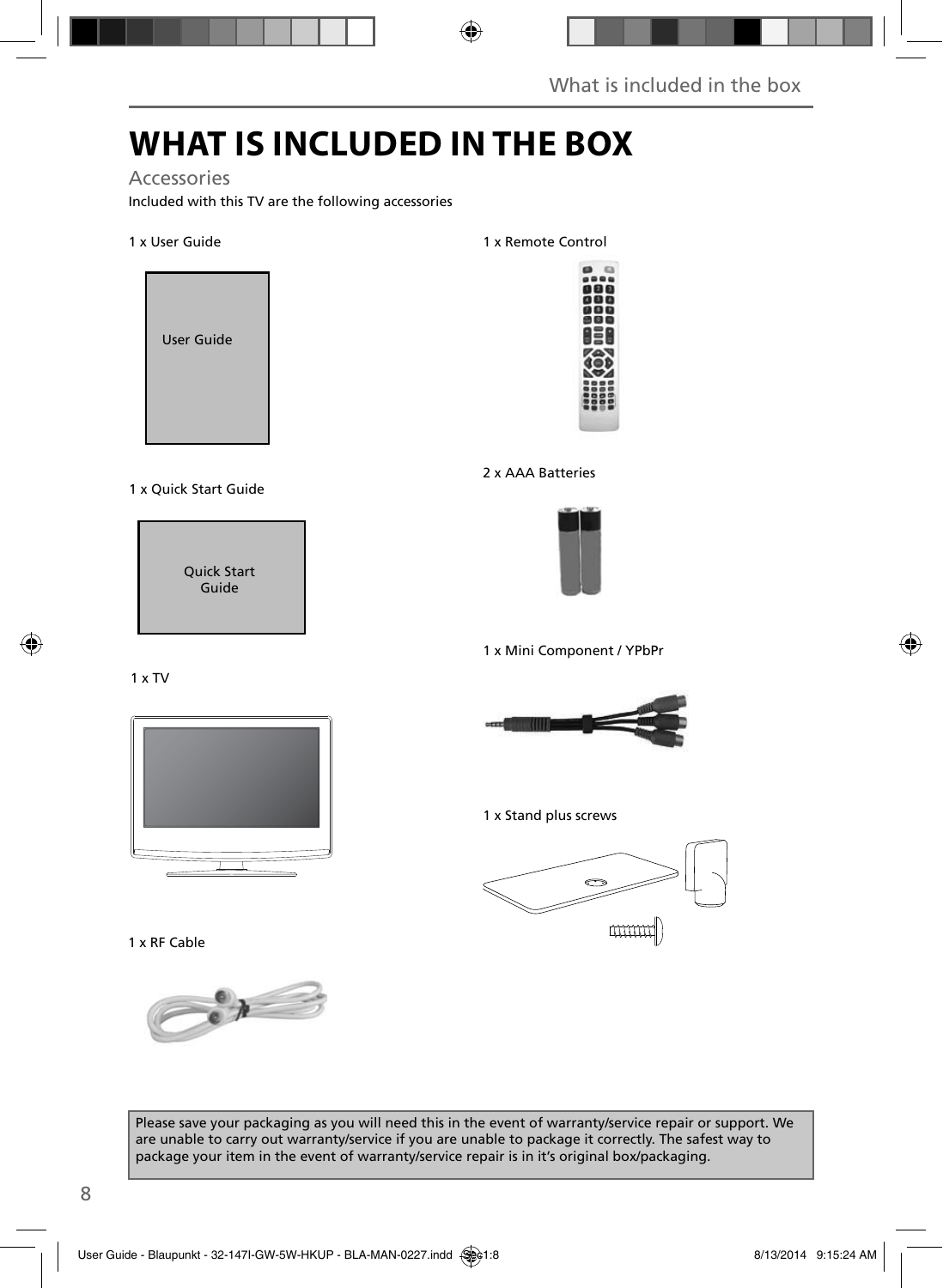# WHAT IS INCLUDED IN THE BOX

## Accessories

Included with this TV are the following accessories

1 x User Guide

User Guide

1 x Quick Start Guide

Quick Start Guide

1 x TV

1 x RF Cable

1 x Remote Control

2 x AAA Batteries

1 x Mini Component / YPbPr

1 x Stand plus screws

Please save your packaging as you will need this in the event of warranty/service repair or support. We are unable to carry out warranty/service if you are unable to package it correctly. The safest way to package your item in the event of warranty/service repair is in it's original box/packaging.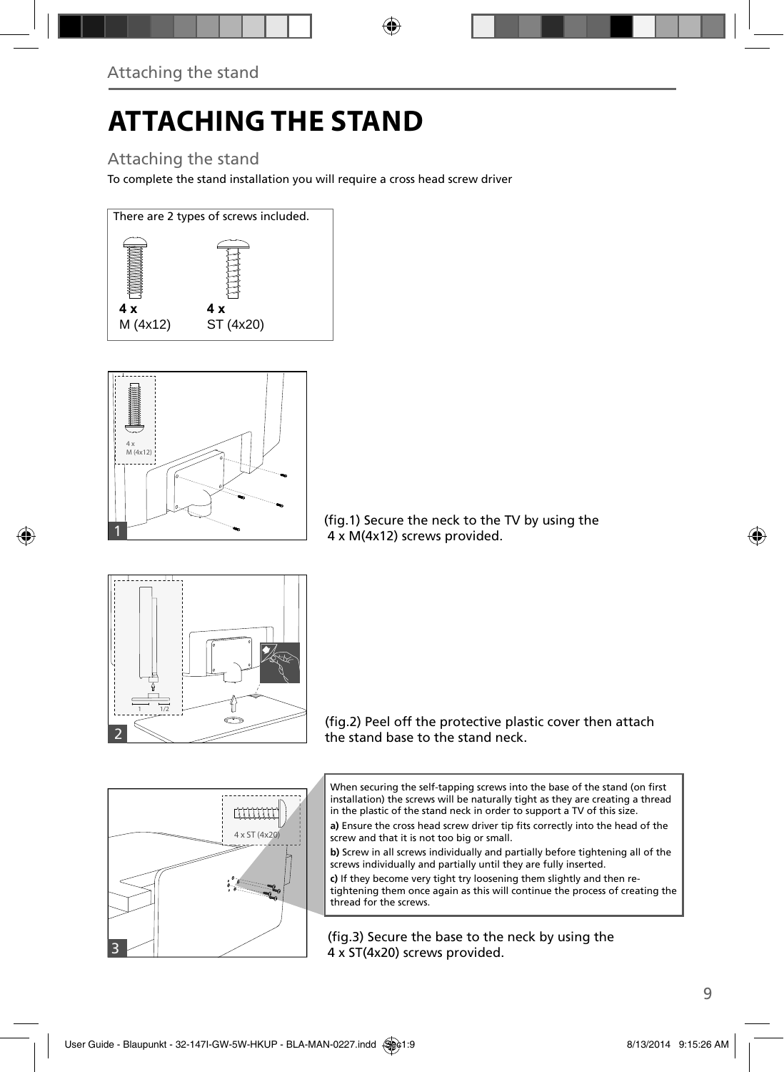# ATTACHING THE STAND

## Attaching the stand

To complete the stand installation you will require a cross head screw driver

There are 2 types of screws included.

**4 x**
M (4x12)

**4 x**
ST (4x20)

(fig.1) Secure the neck to the TV by using the 4 x M(4x12) screws provided.

(fig.2) Peel off the protective plastic cover then attach the stand base to the stand neck.

When securing the self-tapping screws into the base of the stand (on first installation) the screws will be naturally tight as they are creating a thread in the plastic of the stand neck in order to support a TV of this size.

**a)** Ensure the cross head screw driver tip fits correctly into the head of the screw and that it is not too big or small.

**b)** Screw in all screws individually and partially before tightening all of the screws individually and partially until they are fully inserted.

**c)** If they become very tight try loosening them slightly and then re-tightening them once again as this will continue the process of creating the thread for the screws.

(fig.3) Secure the base to the neck by using the 4 x ST(4x20) screws provided.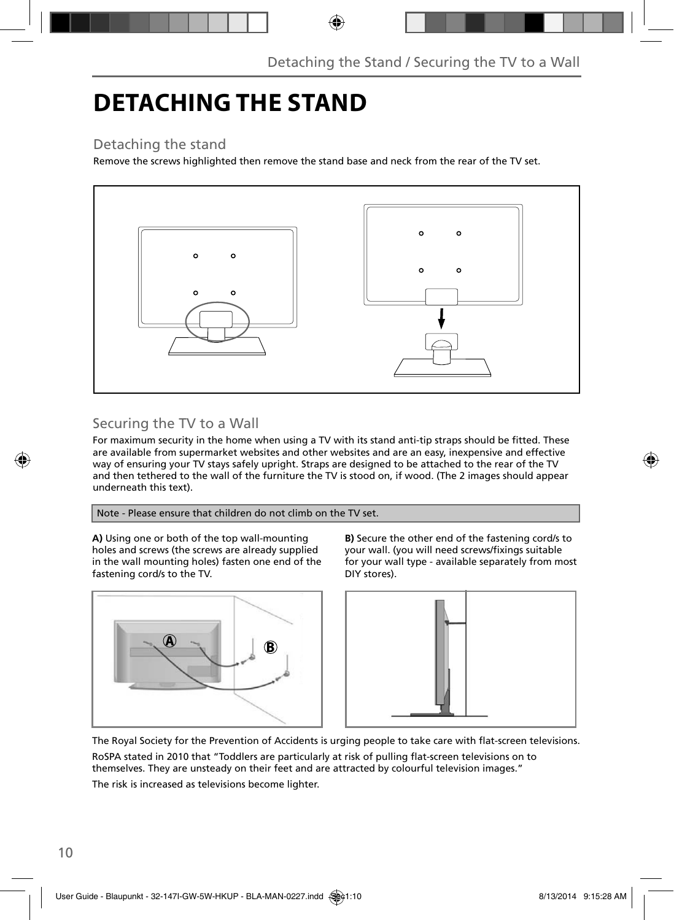# DETACHING THE STAND

## Detaching the stand

Remove the screws highlighted then remove the stand base and neck from the rear of the TV set.

## Securing the TV to a Wall

For maximum security in the home when using a TV with its stand anti-tip straps should be fitted. These are available from supermarket websites and other websites and are an easy, inexpensive and effective way of ensuring your TV stays safely upright. Straps are designed to be attached to the rear of the TV and then tethered to the wall of the furniture the TV is stood on, if wood. (The 2 images should appear underneath this text).

Note - Please ensure that children do not climb on the TV set.

**A)** Using one or both of the top wall-mounting holes and screws (the screws are already supplied in the wall mounting holes) fasten one end of the fastening cord/s to the TV.

**B)** Secure the other end of the fastening cord/s to your wall. (you will need screws/fixings suitable for your wall type - available separately from most DIY stores).

The Royal Society for the Prevention of Accidents is urging people to take care with flat-screen televisions.

RoSPA stated in 2010 that "Toddlers are particularly at risk of pulling flat-screen televisions on to themselves. They are unsteady on their feet and are attracted by colourful television images."

The risk is increased as televisions become lighter.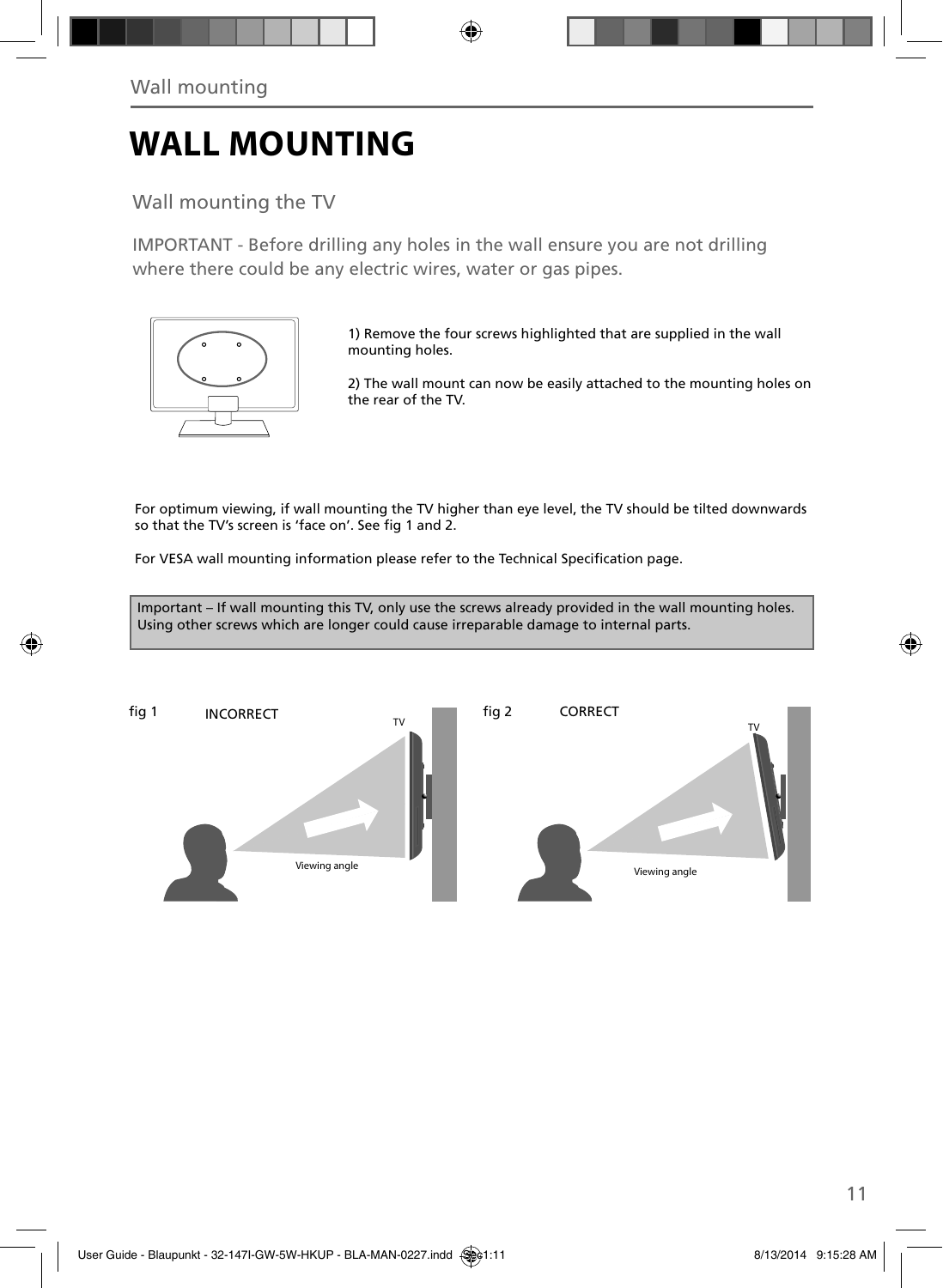# WALL MOUNTING

## Wall mounting the TV

IMPORTANT - Before drilling any holes in the wall ensure you are not drilling where there could be any electric wires, water or gas pipes.

1) Remove the four screws highlighted that are supplied in the wall mounting holes.

2) The wall mount can now be easily attached to the mounting holes on the rear of the TV.

For optimum viewing, if wall mounting the TV higher than eye level, the TV should be tilted downwards so that the TV's screen is 'face on'. See fig 1 and 2.

For VESA wall mounting information please refer to the Technical Specification page.

Important – If wall mounting this TV, only use the screws already provided in the wall mounting holes. Using other screws which are longer could cause irreparable damage to internal parts.

fig 1 INCORRECT

TV

Viewing angle

fig 2 CORRECT

TV

Viewing angle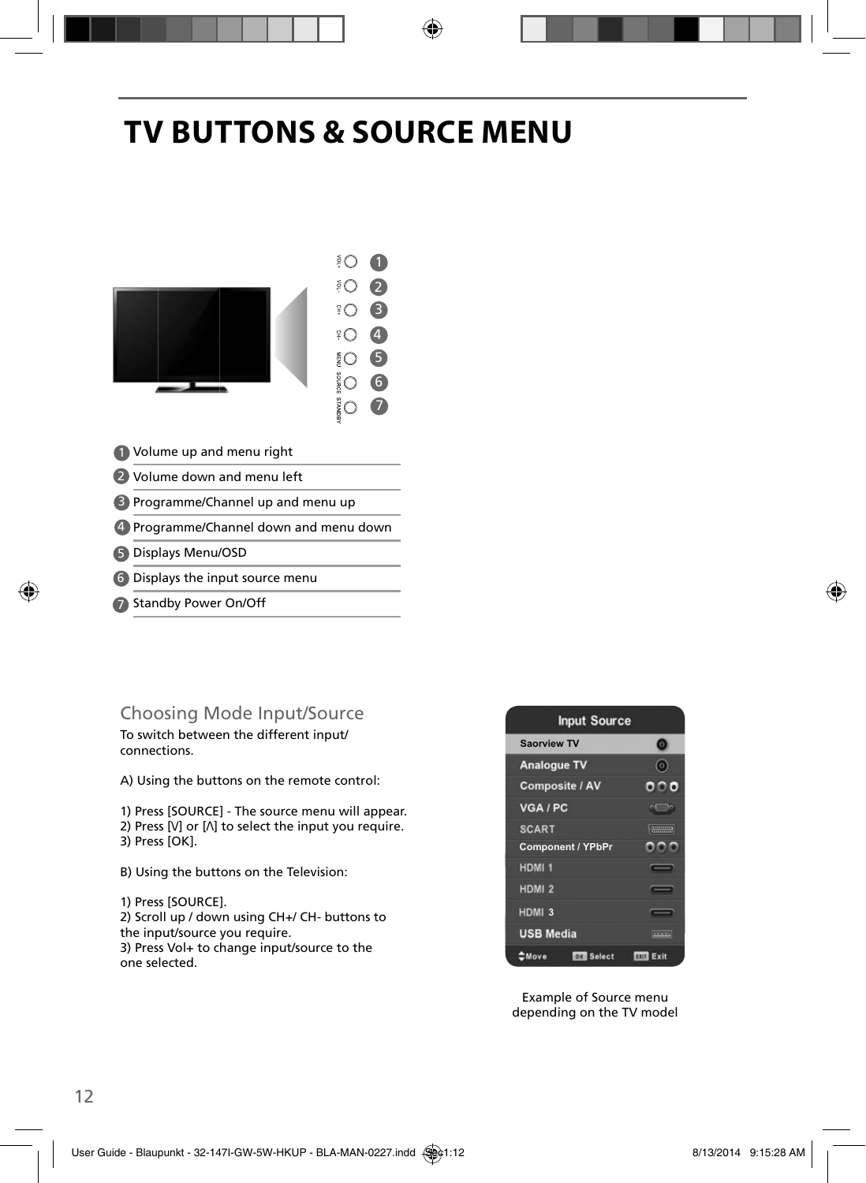# TV BUTTONS & SOURCE MENU

1. Volume up and menu right
2. Volume down and menu left
3. Programme/Channel up and menu up
4. Programme/Channel down and menu down
5. Displays Menu/OSD
6. Displays the input source menu
7. Standby Power On/Off

## Choosing Mode Input/Source

To switch between the different input/ connections.

A) Using the buttons on the remote control:

1) Press [SOURCE] - The source menu will appear.
2) Press [V] or [Λ] to select the input you require.
3) Press [OK].

B) Using the buttons on the Television:

1) Press [SOURCE].
2) Scroll up / down using CH+/ CH- buttons to the input/source you require.
3) Press Vol+ to change input/source to the one selected.

Example of Source menu depending on the TV model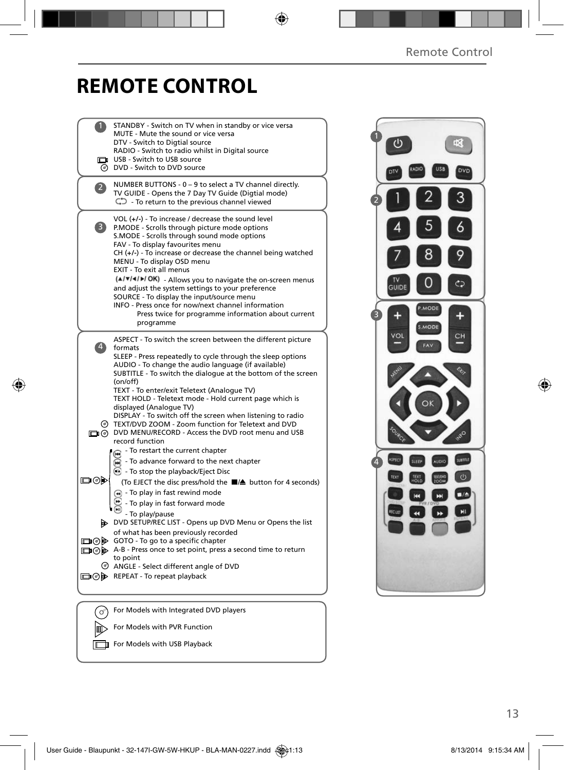# REMOTE CONTROL

**1**

STANDBY - Switch on TV when in standby or vice versa
MUTE - Mute the sound or vice versa
DTV - Switch to Digtial source
RADIO - Switch to radio whilst in Digital source
USB - Switch to USB source
DVD - Switch to DVD source

**2**

NUMBER BUTTONS - 0 – 9 to select a TV channel directly.
TV GUIDE - Opens the 7 Day TV Guide (Digtial mode)
- To return to the previous channel viewed

**3**

VOL (+/-) - To increase / decrease the sound level
P.MODE - Scrolls through picture mode options
S.MODE - Scrolls through sound mode options
FAV - To display favourites menu
CH (+/-) - To increase or decrease the channel being watched
MENU - To display OSD menu
EXIT - To exit all menus
(▲/▼/◄/►/ OK) - Allows you to navigate the on-screen menus and adjust the system settings to your preference
SOURCE - To display the input/source menu
INFO - Press once for now/next channel information
Press twice for programme information about current programme

**4**

ASPECT - To switch the screen between the different picture formats
SLEEP - Press repeatedly to cycle through the sleep options
AUDIO - To change the audio language (if available)
SUBTITLE - To switch the dialogue at the bottom of the screen (on/off)
TEXT - To enter/exit Teletext (Analogue TV)
TEXT HOLD - Teletext mode - Hold current page which is displayed (Analogue TV)
DISPLAY - To switch off the screen when listening to radio
TEXT/DVD ZOOM - Zoom function for Teletext and DVD
DVD MENU/RECORD - Access the DVD root menu and USB record function
- To restart the current chapter
- To advance forward to the next chapter
- To stop the playback/Eject Disc
(To EJECT the disc press/hold the ■/⏏ button for 4 seconds)
- To play in fast rewind mode
- To play in fast forward mode
- To play/pause
DVD SETUP/REC LIST - Opens up DVD Menu or Opens the list of what has been previously recorded
GOTO - To go to a specific chapter
A-B - Press once to set point, press a second time to return to point
ANGLE - Select different angle of DVD
REPEAT - To repeat playback

For Models with Integrated DVD players
For Models with PVR Function
For Models with USB Playback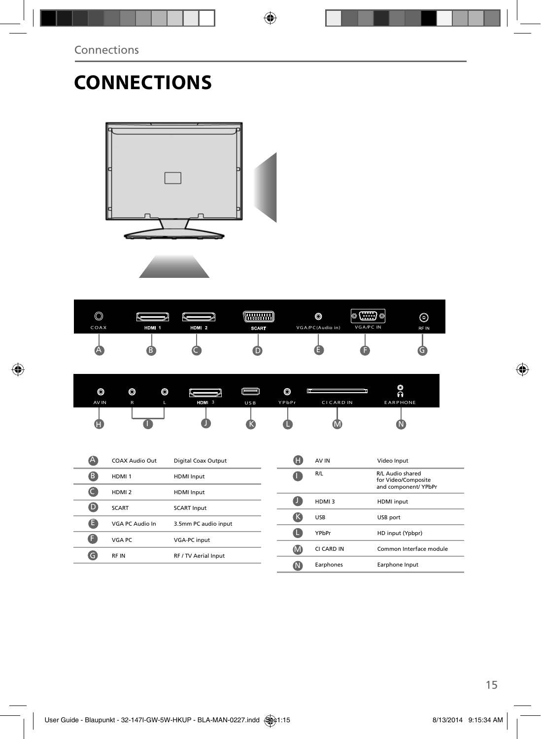# CONNECTIONS

| | | |
|---|---|---|
| A | COAX Audio Out | Digital Coax Output |
| B | HDMI 1 | HDMI Input |
| C | HDMI 2 | HDMI Input |
| D | SCART | SCART Input |
| E | VGA PC Audio In | 3.5mm PC audio input |
| F | VGA PC | VGA-PC input |
| G | RF IN | RF / TV Aerial Input |

| | | |
|---|---|---|
| H | AV IN | Video Input |
| I | R/L | R/L Audio shared for Video/Composite and component/ YPbPr |
| J | HDMI 3 | HDMI input |
| K | USB | USB port |
| L | YPbPr | HD input (Ypbpr) |
| M | CI CARD IN | Common Interface module |
| N | Earphones | Earphone Input |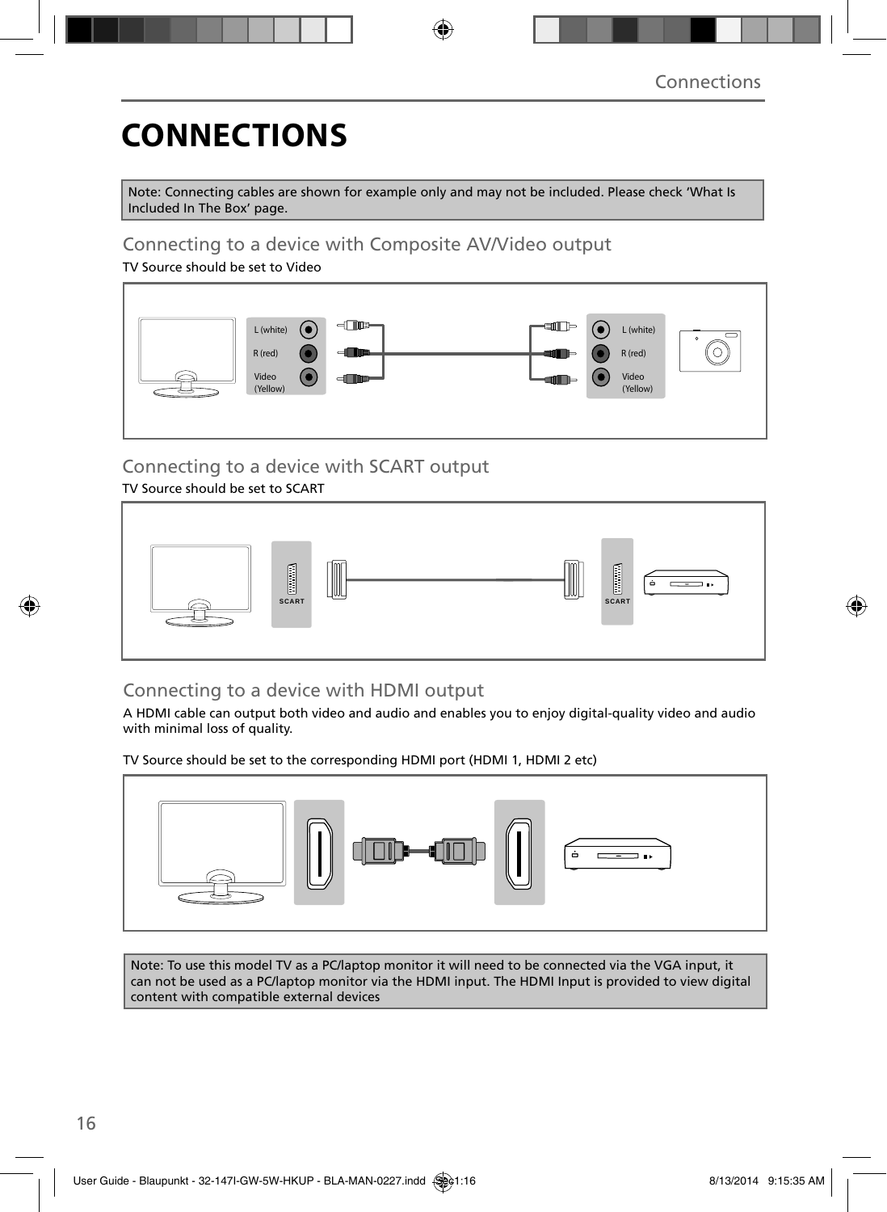# CONNECTIONS

Note: Connecting cables are shown for example only and may not be included. Please check 'What Is Included In The Box' page.

## Connecting to a device with Composite AV/Video output

TV Source should be set to Video

L (white)
R (red)
Video (Yellow)

L (white)
R (red)
Video (Yellow)

## Connecting to a device with SCART output

TV Source should be set to SCART

SCART

SCART

## Connecting to a device with HDMI output

A HDMI cable can output both video and audio and enables you to enjoy digital-quality video and audio with minimal loss of quality.

TV Source should be set to the corresponding HDMI port (HDMI 1, HDMI 2 etc)

Note: To use this model TV as a PC/laptop monitor it will need to be connected via the VGA input, it can not be used as a PC/laptop monitor via the HDMI input. The HDMI Input is provided to view digital content with compatible external devices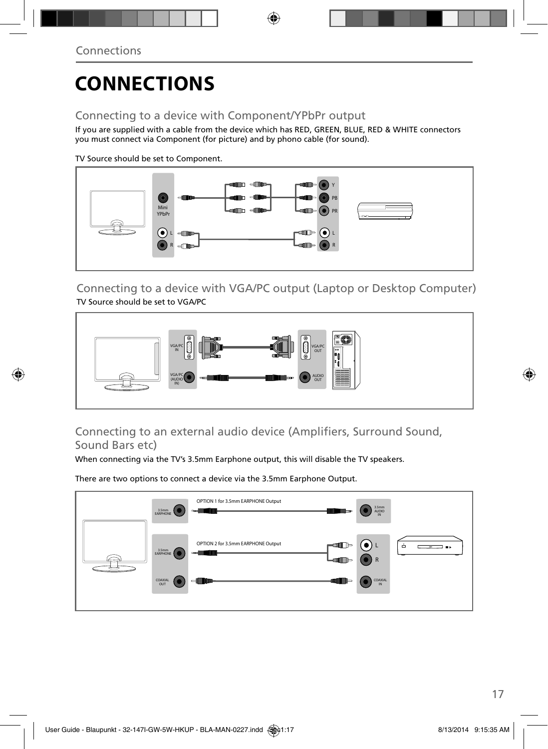# CONNECTIONS

## Connecting to a device with Component/YPbPr output

If you are supplied with a cable from the device which has RED, GREEN, BLUE, RED & WHITE connectors you must connect via Component (for picture) and by phono cable (for sound).

TV Source should be set to Component.

Mini YPbPr
L
R
Y
PB
PR
L
R

## Connecting to a device with VGA/PC output (Laptop or Desktop Computer)

TV Source should be set to VGA/PC

VGA/PC IN
VGA/PC (AUDIO IN)
VGA/PC OUT
AUDIO OUT

## Connecting to an external audio device (Amplifiers, Surround Sound, Sound Bars etc)

When connecting via the TV's 3.5mm Earphone output, this will disable the TV speakers.

There are two options to connect a device via the 3.5mm Earphone Output.

3.5mm EARPHONE
OPTION 1 for 3.5mm EARPHONE Output
3.5mm AUDIO IN
3.5mm EARPHONE
OPTION 2 for 3.5mm EARPHONE Output
L
R
COAXIAL OUT
COAXIAL IN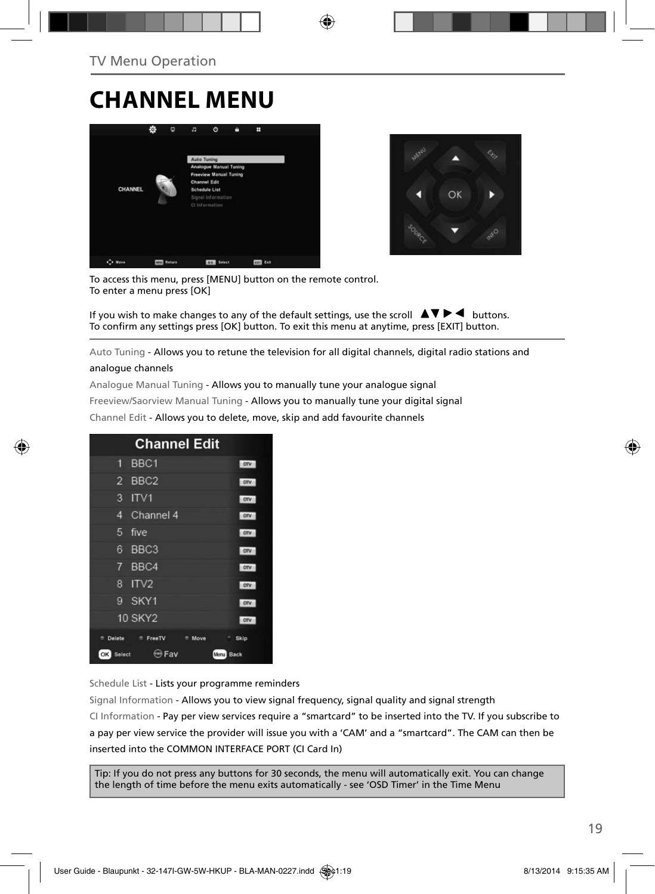TV Menu Operation

# CHANNEL MENU

To access this menu, press [MENU] button on the remote control.
To enter a menu press [OK]

If you wish to make changes to any of the default settings, use the scroll ▲▼▶◀ buttons.
To confirm any settings press [OK] button. To exit this menu at anytime, press [EXIT] button.

Auto Tuning - Allows you to retune the television for all digital channels, digital radio stations and analogue channels

Analogue Manual Tuning - Allows you to manually tune your analogue signal

Freeview/Saorview Manual Tuning - Allows you to manually tune your digital signal

Channel Edit - Allows you to delete, move, skip and add favourite channels

Schedule List - Lists your programme reminders

Signal Information - Allows you to view signal frequency, signal quality and signal strength

CI Information - Pay per view services require a "smartcard" to be inserted into the TV. If you subscribe to a pay per view service the provider will issue you with a 'CAM' and a "smartcard". The CAM can then be inserted into the COMMON INTERFACE PORT (CI Card In)

Tip: If you do not press any buttons for 30 seconds, the menu will automatically exit. You can change the length of time before the menu exits automatically - see 'OSD Timer' in the Time Menu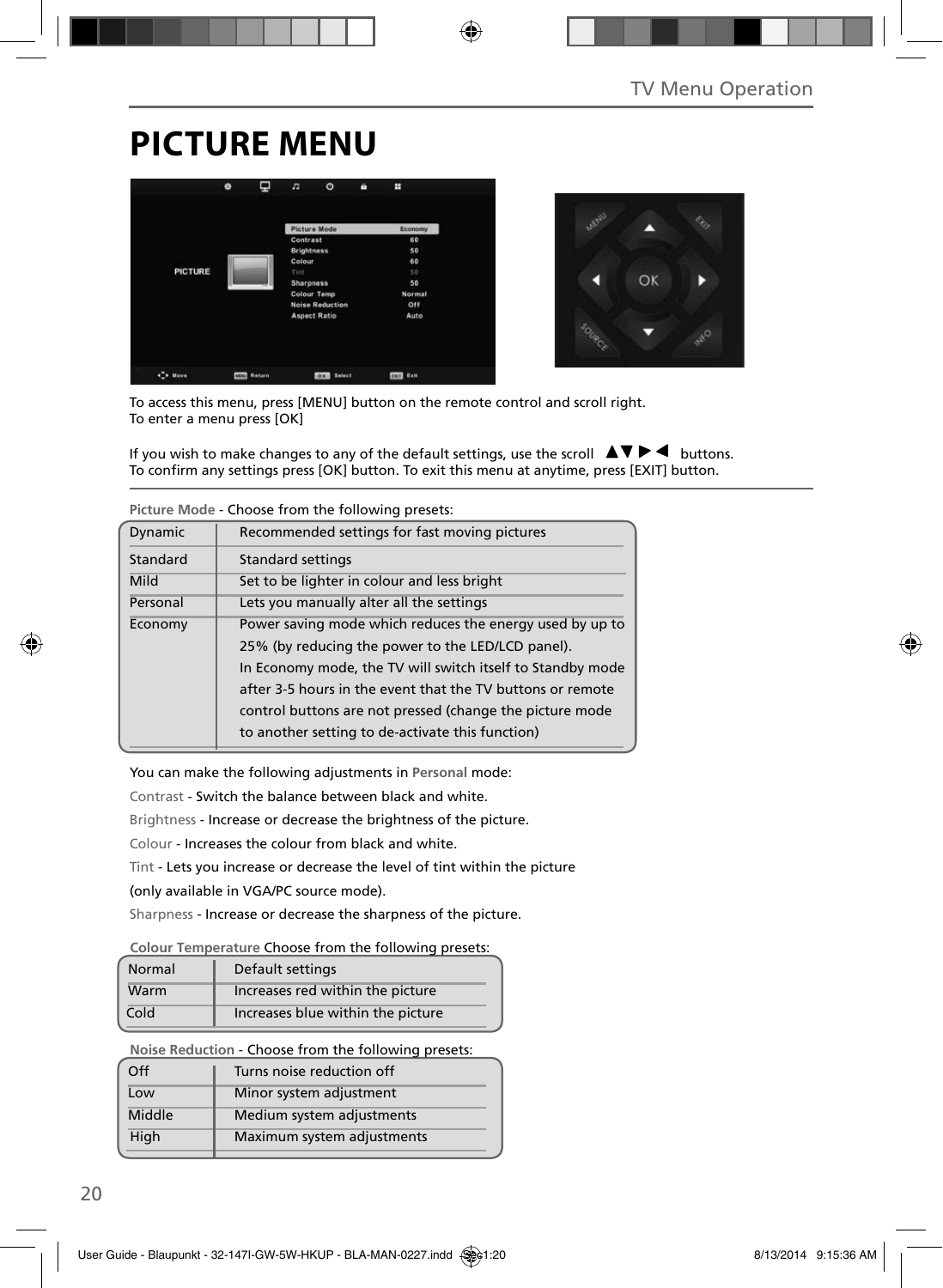# PICTURE MENU

To access this menu, press [MENU] button on the remote control and scroll right.
To enter a menu press [OK]

If you wish to make changes to any of the default settings, use the scroll ▲▼▶◀ buttons.
To confirm any settings press [OK] button. To exit this menu at anytime, press [EXIT] button.

**Picture Mode** - Choose from the following presets:

| | |
|---|---|
| Dynamic | Recommended settings for fast moving pictures |
| Standard | Standard settings |
| Mild | Set to be lighter in colour and less bright |
| Personal | Lets you manually alter all the settings |
| Economy | Power saving mode which reduces the energy used by up to 25% (by reducing the power to the LED/LCD panel). In Economy mode, the TV will switch itself to Standby mode after 3-5 hours in the event that the TV buttons or remote control buttons are not pressed (change the picture mode to another setting to de-activate this function) |

You can make the following adjustments in **Personal** mode:

Contrast - Switch the balance between black and white.

Brightness - Increase or decrease the brightness of the picture.

Colour - Increases the colour from black and white.

Tint - Lets you increase or decrease the level of tint within the picture (only available in VGA/PC source mode).

Sharpness - Increase or decrease the sharpness of the picture.

**Colour Temperature** Choose from the following presets:

| | |
|---|---|
| Normal | Default settings |
| Warm | Increases red within the picture |
| Cold | Increases blue within the picture |

**Noise Reduction** - Choose from the following presets:

| | |
|---|---|
| Off | Turns noise reduction off |
| Low | Minor system adjustment |
| Middle | Medium system adjustments |
| High | Maximum system adjustments |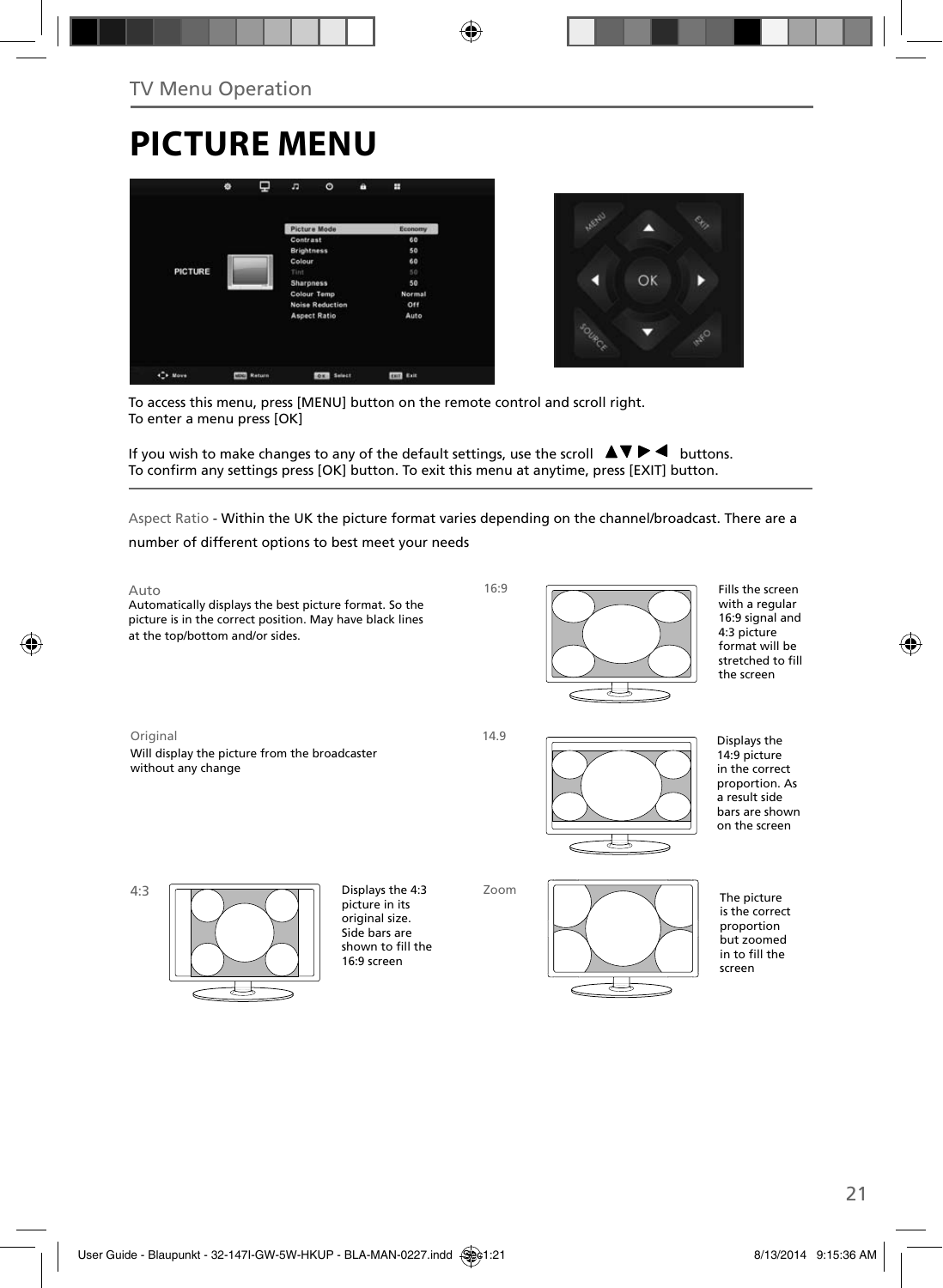## TV Menu Operation

# PICTURE MENU

To access this menu, press [MENU] button on the remote control and scroll right.
To enter a menu press [OK]

If you wish to make changes to any of the default settings, use the scroll ▲▼▶◀ buttons.
To confirm any settings press [OK] button. To exit this menu at anytime, press [EXIT] button.

Aspect Ratio - Within the UK the picture format varies depending on the channel/broadcast. There are a number of different options to best meet your needs

**Auto**
Automatically displays the best picture format. So the picture is in the correct position. May have black lines at the top/bottom and/or sides.

**Original**
Will display the picture from the broadcaster without any change

**4:3**
Displays the 4:3 picture in its original size. Side bars are shown to fill the 16:9 screen

**16:9**
Fills the screen with a regular 16:9 signal and 4:3 picture format will be stretched to fill the screen

**14.9**
Displays the 14:9 picture in the correct proportion. As a result side bars are shown on the screen

**Zoom**
The picture is the correct proportion but zoomed in to fill the screen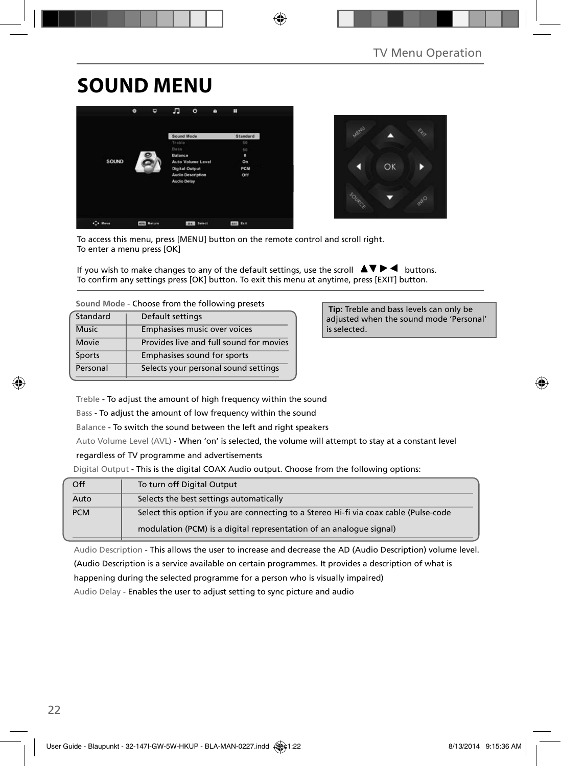# SOUND MENU

To access this menu, press [MENU] button on the remote control and scroll right.
To enter a menu press [OK]

If you wish to make changes to any of the default settings, use the scroll ▲▼▶◀ buttons.
To confirm any settings press [OK] button. To exit this menu at anytime, press [EXIT] button.

Sound Mode - Choose from the following presets

| Standard | Default settings |
|---|---|
| Music | Emphasises music over voices |
| Movie | Provides live and full sound for movies |
| Sports | Emphasises sound for sports |
| Personal | Selects your personal sound settings |

**Tip:** Treble and bass levels can only be adjusted when the sound mode 'Personal' is selected.

Treble - To adjust the amount of high frequency within the sound

Bass - To adjust the amount of low frequency within the sound

Balance - To switch the sound between the left and right speakers

Auto Volume Level (AVL) - When 'on' is selected, the volume will attempt to stay at a constant level regardless of TV programme and advertisements

Digital Output - This is the digital COAX Audio output. Choose from the following options:

| Off | To turn off Digital Output |
|---|---|
| Auto | Selects the best settings automatically |
| PCM | Select this option if you are connecting to a Stereo Hi-fi via coax cable (Pulse-code modulation (PCM) is a digital representation of an analogue signal) |

Audio Description - This allows the user to increase and decrease the AD (Audio Description) volume level. (Audio Description is a service available on certain programmes. It provides a description of what is happening during the selected programme for a person who is visually impaired)

Audio Delay - Enables the user to adjust setting to sync picture and audio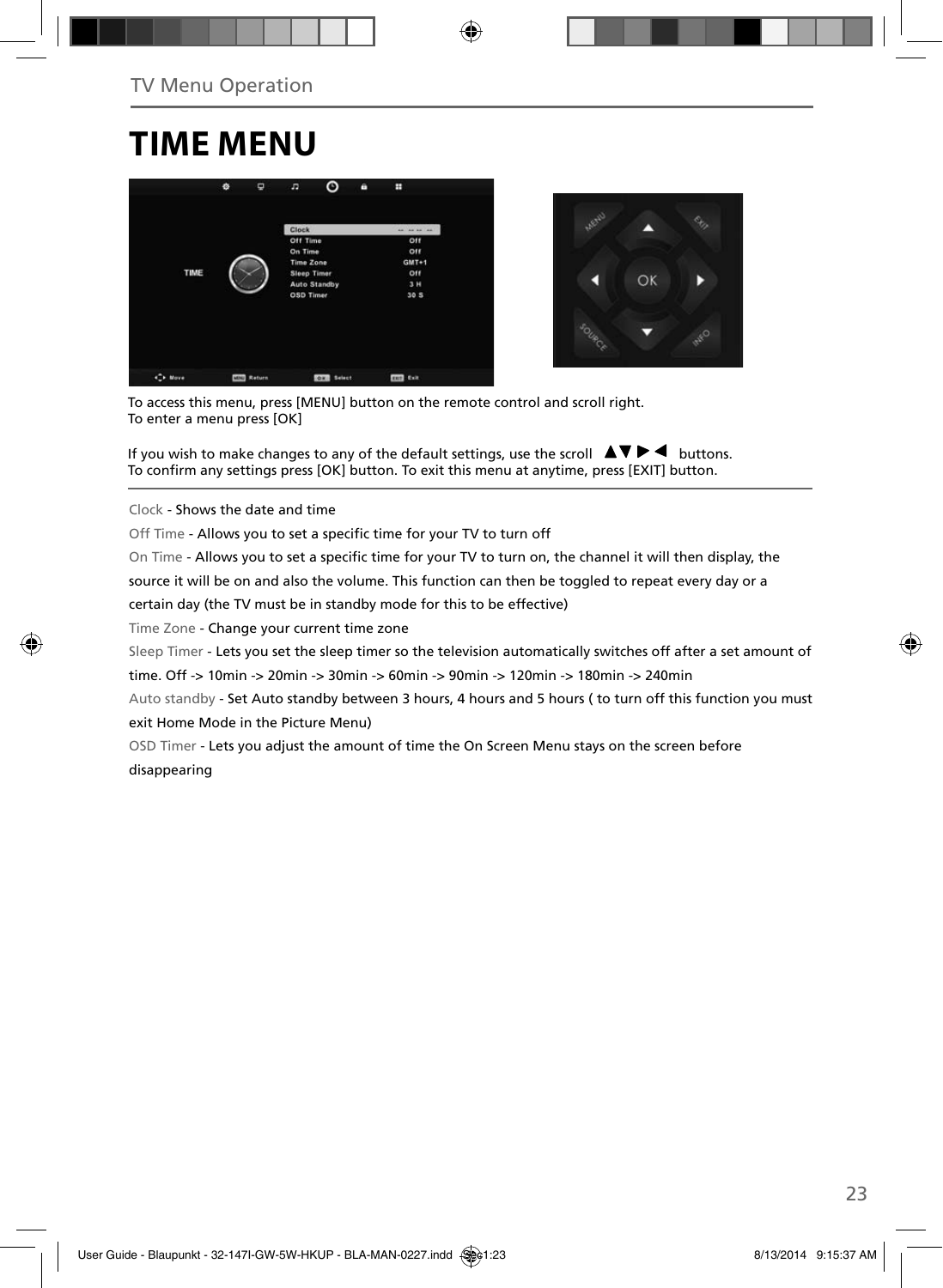# TIME MENU

To access this menu, press [MENU] button on the remote control and scroll right.
To enter a menu press [OK]

If you wish to make changes to any of the default settings, use the scroll ▲▼▶◀ buttons.
To confirm any settings press [OK] button. To exit this menu at anytime, press [EXIT] button.

Clock - Shows the date and time

Off Time - Allows you to set a specific time for your TV to turn off

On Time - Allows you to set a specific time for your TV to turn on, the channel it will then display, the source it will be on and also the volume. This function can then be toggled to repeat every day or a certain day (the TV must be in standby mode for this to be effective)

Time Zone - Change your current time zone

Sleep Timer - Lets you set the sleep timer so the television automatically switches off after a set amount of time. Off -> 10min -> 20min -> 30min -> 60min -> 90min -> 120min -> 180min -> 240min

Auto standby - Set Auto standby between 3 hours, 4 hours and 5 hours ( to turn off this function you must exit Home Mode in the Picture Menu)

OSD Timer - Lets you adjust the amount of time the On Screen Menu stays on the screen before disappearing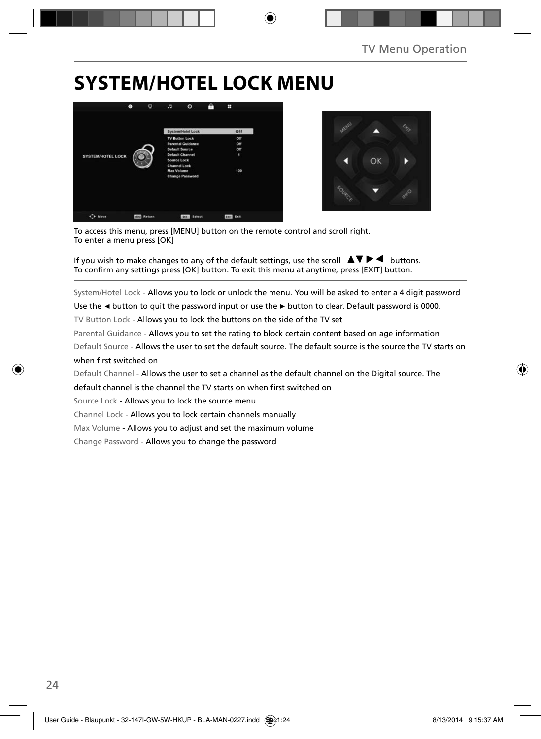# SYSTEM/HOTEL LOCK MENU

To access this menu, press [MENU] button on the remote control and scroll right.
To enter a menu press [OK]

If you wish to make changes to any of the default settings, use the scroll ▲▼ ▶ ◀ buttons.
To confirm any settings press [OK] button. To exit this menu at anytime, press [EXIT] button.

System/Hotel Lock - Allows you to lock or unlock the menu. You will be asked to enter a 4 digit password
Use the ◄ button to quit the password input or use the ► button to clear. Default password is 0000.

TV Button Lock - Allows you to lock the buttons on the side of the TV set

Parental Guidance - Allows you to set the rating to block certain content based on age information

Default Source - Allows the user to set the default source. The default source is the source the TV starts on when first switched on

Default Channel - Allows the user to set a channel as the default channel on the Digital source. The default channel is the channel the TV starts on when first switched on

Source Lock - Allows you to lock the source menu

Channel Lock - Allows you to lock certain channels manually

Max Volume - Allows you to adjust and set the maximum volume

Change Password - Allows you to change the password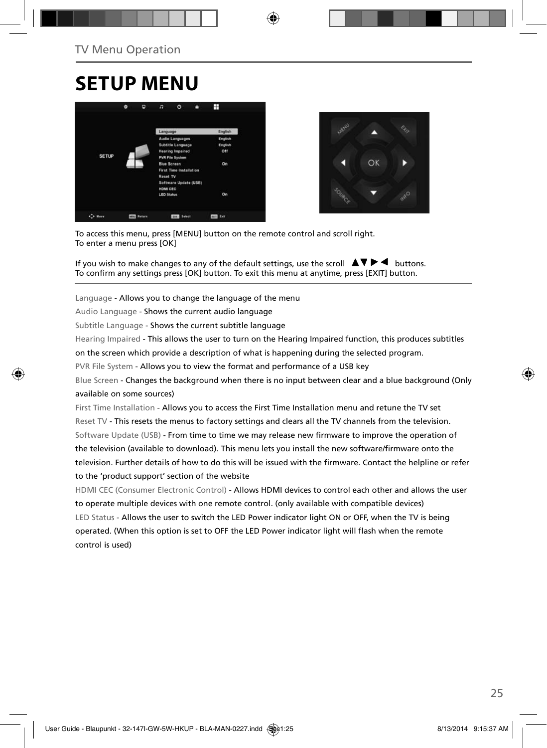TV Menu Operation

# SETUP MENU

To access this menu, press [MENU] button on the remote control and scroll right.
To enter a menu press [OK]

If you wish to make changes to any of the default settings, use the scroll ▲▼▶◀ buttons.
To confirm any settings press [OK] button. To exit this menu at anytime, press [EXIT] button.

Language - Allows you to change the language of the menu

Audio Language - Shows the current audio language

Subtitle Language - Shows the current subtitle language

Hearing Impaired - This allows the user to turn on the Hearing Impaired function, this produces subtitles on the screen which provide a description of what is happening during the selected program.

PVR File System - Allows you to view the format and performance of a USB key

Blue Screen - Changes the background when there is no input between clear and a blue background (Only available on some sources)

First Time Installation - Allows you to access the First Time Installation menu and retune the TV set

Reset TV - This resets the menus to factory settings and clears all the TV channels from the television.

Software Update (USB) - From time to time we may release new firmware to improve the operation of the television (available to download). This menu lets you install the new software/firmware onto the television. Further details of how to do this will be issued with the firmware. Contact the helpline or refer to the 'product support' section of the website

HDMI CEC (Consumer Electronic Control) - Allows HDMI devices to control each other and allows the user to operate multiple devices with one remote control. (only available with compatible devices)

LED Status - Allows the user to switch the LED Power indicator light ON or OFF, when the TV is being operated. (When this option is set to OFF the LED Power indicator light will flash when the remote control is used)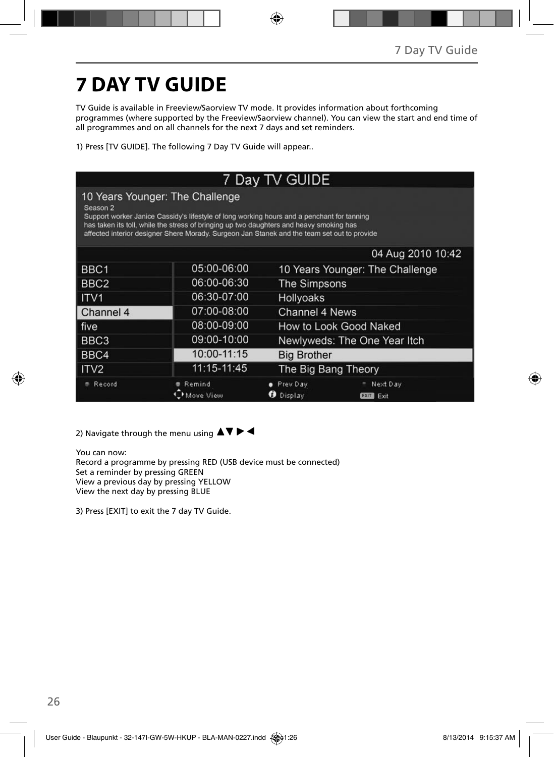# 7 DAY TV GUIDE

TV Guide is available in Freeview/Saorview TV mode. It provides information about forthcoming programmes (where supported by the Freeview/Saorview channel). You can view the start and end time of all programmes and on all channels for the next 7 days and set reminders.

1) Press [TV GUIDE]. The following 7 Day TV Guide will appear..

7 Day TV GUIDE

10 Years Younger: The Challenge
Season 2
Support worker Janice Cassidy's lifestyle of long working hours and a penchant for tanning has taken its toll, while the stress of bringing up two daughters and heavy smoking has affected interior designer Shere Morady. Surgeon Jan Stanek and the team set out to provide

04 Aug 2010 10:42

| Channel | Time | Programme |
|---|---|---|
| BBC1 | 05:00-06:00 | 10 Years Younger: The Challenge |
| BBC2 | 06:00-06:30 | The Simpsons |
| ITV1 | 06:30-07:00 | Hollyoaks |
| Channel 4 | 07:00-08:00 | Channel 4 News |
| five | 08:00-09:00 | How to Look Good Naked |
| BBC3 | 09:00-10:00 | Newlyweds: The One Year Itch |
| BBC4 | 10:00-11:15 | Big Brother |
| ITV2 | 11:15-11:45 | The Big Bang Theory |

Record | Remind | Prev Day | Next Day
Move View | Display | EXIT Exit

2) Navigate through the menu using ▲▼▶◀

You can now:
Record a programme by pressing RED (USB device must be connected)
Set a reminder by pressing GREEN
View a previous day by pressing YELLOW
View the next day by pressing BLUE

3) Press [EXIT] to exit the 7 day TV Guide.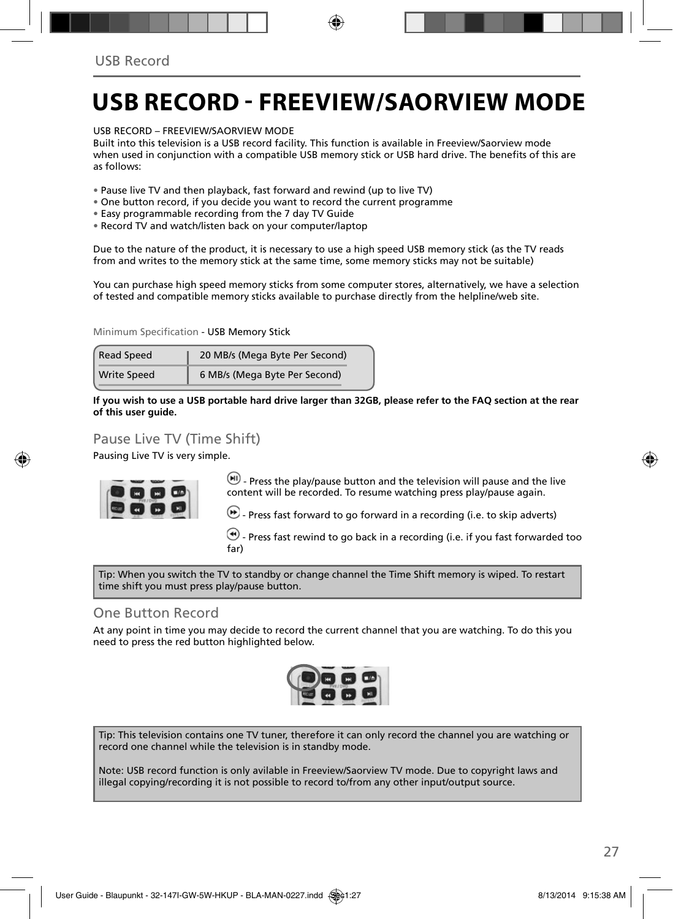# USB RECORD - FREEVIEW/SAORVIEW MODE

USB RECORD – FREEVIEW/SAORVIEW MODE
Built into this television is a USB record facility. This function is available in Freeview/Saorview mode when used in conjunction with a compatible USB memory stick or USB hard drive. The benefits of this are as follows:

- Pause live TV and then playback, fast forward and rewind (up to live TV)
- One button record, if you decide you want to record the current programme
- Easy programmable recording from the 7 day TV Guide
- Record TV and watch/listen back on your computer/laptop

Due to the nature of the product, it is necessary to use a high speed USB memory stick (as the TV reads from and writes to the memory stick at the same time, some memory sticks may not be suitable)

You can purchase high speed memory sticks from some computer stores, alternatively, we have a selection of tested and compatible memory sticks available to purchase directly from the helpline/web site.

Minimum Specification - USB Memory Stick

| Read Speed | 20 MB/s (Mega Byte Per Second) |
|---|---|
| Write Speed | 6 MB/s (Mega Byte Per Second) |

**If you wish to use a USB portable hard drive larger than 32GB, please refer to the FAQ section at the rear of this user guide.**

## Pause Live TV (Time Shift)

Pausing Live TV is very simple.

- Press the play/pause button and the television will pause and the live content will be recorded. To resume watching press play/pause again.

- Press fast forward to go forward in a recording (i.e. to skip adverts)

- Press fast rewind to go back in a recording (i.e. if you fast forwarded too far)

Tip: When you switch the TV to standby or change channel the Time Shift memory is wiped. To restart time shift you must press play/pause button.

## One Button Record

At any point in time you may decide to record the current channel that you are watching. To do this you need to press the red button highlighted below.

Tip: This television contains one TV tuner, therefore it can only record the channel you are watching or record one channel while the television is in standby mode.

Note: USB record function is only avilable in Freeview/Saorview TV mode. Due to copyright laws and illegal copying/recording it is not possible to record to/from any other input/output source.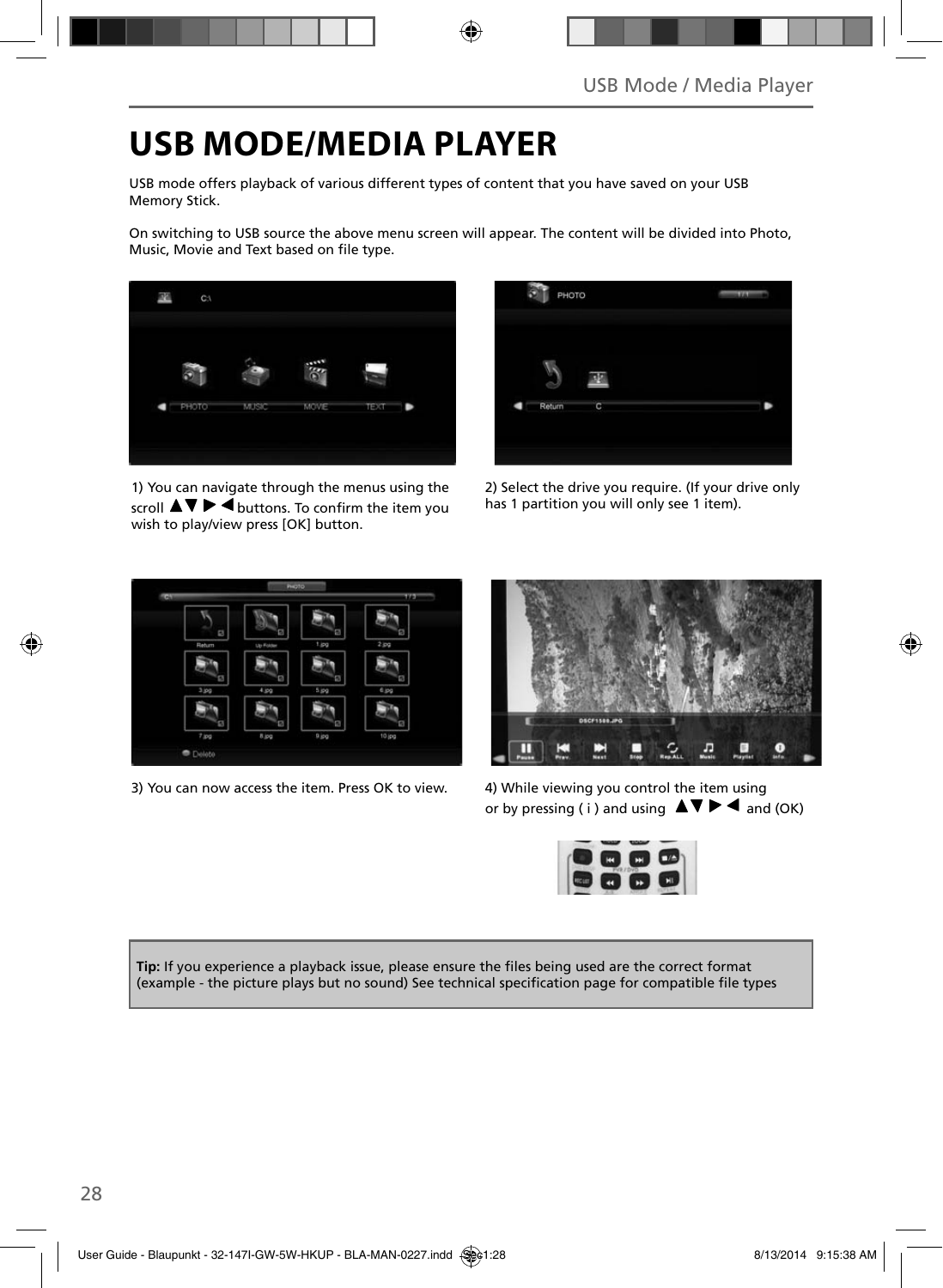# USB MODE/MEDIA PLAYER

USB mode offers playback of various different types of content that you have saved on your USB Memory Stick.

On switching to USB source the above menu screen will appear. The content will be divided into Photo, Music, Movie and Text based on file type.

1) You can navigate through the menus using the scroll ▲▼ ▶ ◀ buttons. To confirm the item you wish to play/view press [OK] button.

2) Select the drive you require. (If your drive only has 1 partition you will only see 1 item).

3) You can now access the item. Press OK to view.

4) While viewing you control the item using or by pressing ( i ) and using ▲▼ ▶ ◀ and (OK)

**Tip:** If you experience a playback issue, please ensure the files being used are the correct format (example - the picture plays but no sound) See technical specification page for compatible file types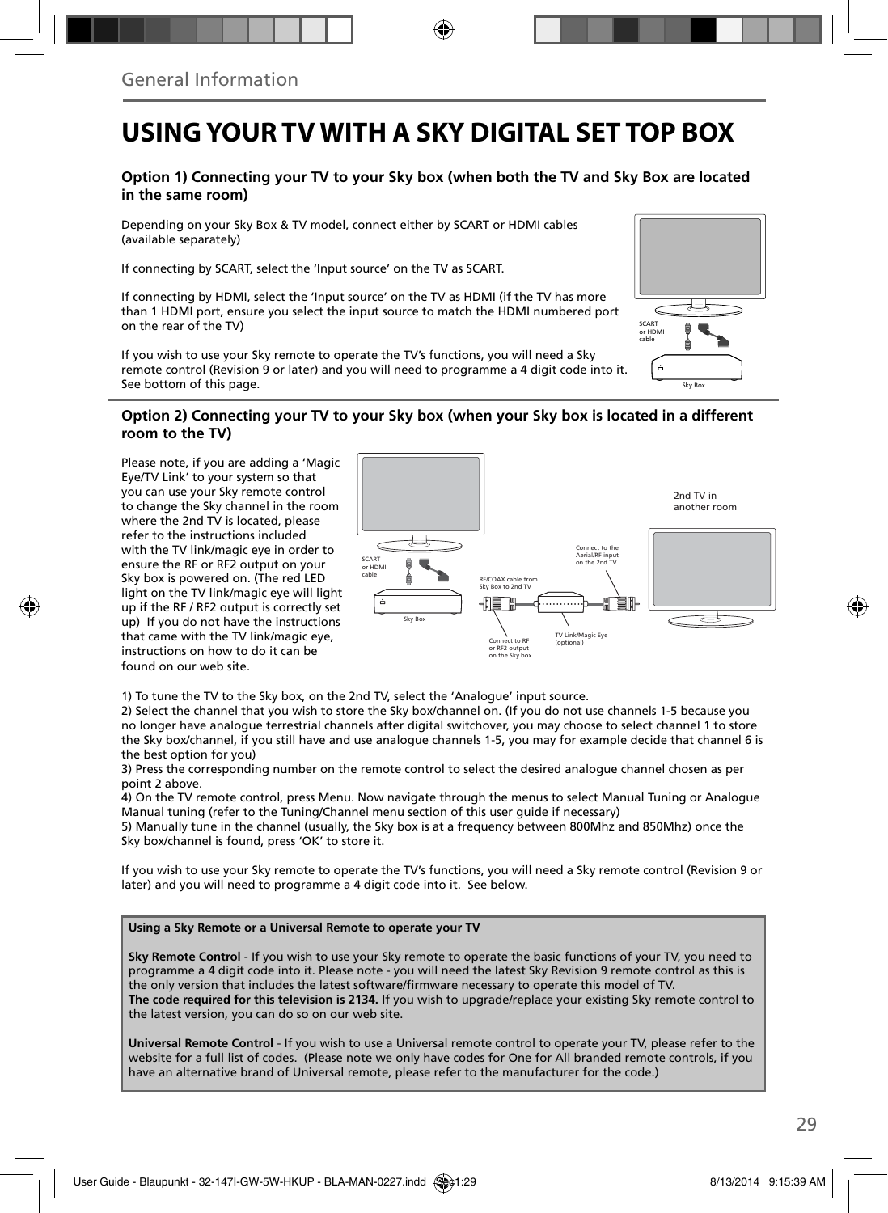General Information

# USING YOUR TV WITH A SKY DIGITAL SET TOP BOX

### Option 1) Connecting your TV to your Sky box (when both the TV and Sky Box are located in the same room)

Depending on your Sky Box & TV model, connect either by SCART or HDMI cables (available separately)

If connecting by SCART, select the 'Input source' on the TV as SCART.

If connecting by HDMI, select the 'Input source' on the TV as HDMI (if the TV has more than 1 HDMI port, ensure you select the input source to match the HDMI numbered port on the rear of the TV)

If you wish to use your Sky remote to operate the TV's functions, you will need a Sky remote control (Revision 9 or later) and you will need to programme a 4 digit code into it. See bottom of this page.

SCART or HDMI cable

Sky Box

### Option 2) Connecting your TV to your Sky box (when your Sky box is located in a different room to the TV)

Please note, if you are adding a 'Magic Eye/TV Link' to your system so that you can use your Sky remote control to change the Sky channel in the room where the 2nd TV is located, please refer to the instructions included with the TV link/magic eye in order to ensure the RF or RF2 output on your Sky box is powered on. (The red LED light on the TV link/magic eye will light up if the RF / RF2 output is correctly set up) If you do not have the instructions that came with the TV link/magic eye, instructions on how to do it can be found on our web site.

2nd TV in another room

SCART or HDMI cable

Sky Box

RF/COAX cable from Sky Box to 2nd TV

Connect to the Aerial/RF input on the 2nd TV

Connect to RF or RF2 output on the Sky box

TV Link/Magic Eye (optional)

1) To tune the TV to the Sky box, on the 2nd TV, select the 'Analogue' input source.
2) Select the channel that you wish to store the Sky box/channel on. (If you do not use channels 1-5 because you no longer have analogue terrestrial channels after digital switchover, you may choose to select channel 1 to store the Sky box/channel, if you still have and use analogue channels 1-5, you may for example decide that channel 6 is the best option for you)
3) Press the corresponding number on the remote control to select the desired analogue channel chosen as per point 2 above.
4) On the TV remote control, press Menu. Now navigate through the menus to select Manual Tuning or Analogue Manual tuning (refer to the Tuning/Channel menu section of this user guide if necessary)
5) Manually tune in the channel (usually, the Sky box is at a frequency between 800Mhz and 850Mhz) once the Sky box/channel is found, press 'OK' to store it.

If you wish to use your Sky remote to operate the TV's functions, you will need a Sky remote control (Revision 9 or later) and you will need to programme a 4 digit code into it. See below.

**Using a Sky Remote or a Universal Remote to operate your TV**

**Sky Remote Control** - If you wish to use your Sky remote to operate the basic functions of your TV, you need to programme a 4 digit code into it. Please note - you will need the latest Sky Revision 9 remote control as this is the only version that includes the latest software/firmware necessary to operate this model of TV.
**The code required for this television is 2134.** If you wish to upgrade/replace your existing Sky remote control to the latest version, you can do so on our web site.

**Universal Remote Control** - If you wish to use a Universal remote control to operate your TV, please refer to the website for a full list of codes. (Please note we only have codes for One for All branded remote controls, if you have an alternative brand of Universal remote, please refer to the manufacturer for the code.)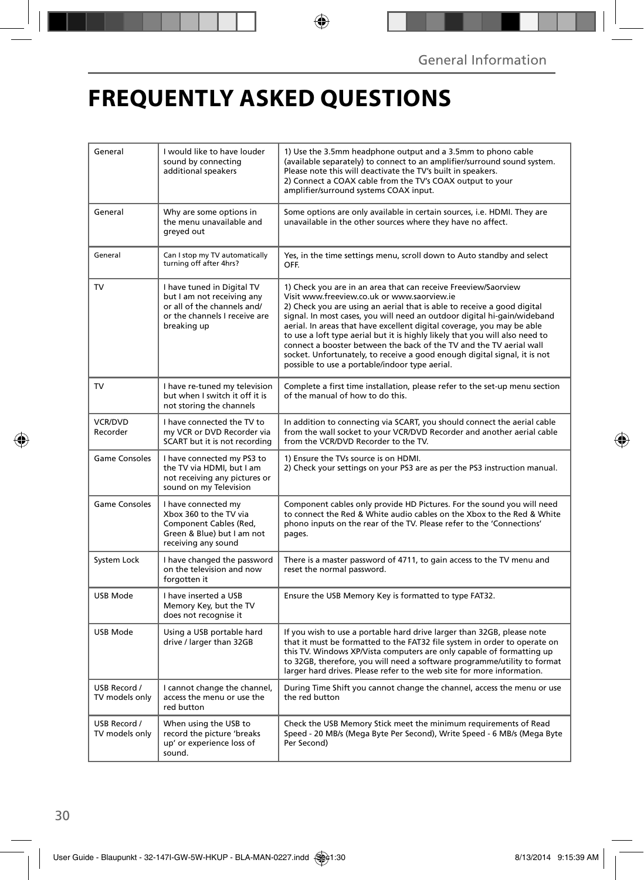# FREQUENTLY ASKED QUESTIONS

| | | |
|---|---|---|
| General | I would like to have louder sound by connecting additional speakers | 1) Use the 3.5mm headphone output and a 3.5mm to phono cable (available separately) to connect to an amplifier/surround sound system. Please note this will deactivate the TV's built in speakers.<br>2) Connect a COAX cable from the TV's COAX output to your amplifier/surround systems COAX input. |
| General | Why are some options in the menu unavailable and greyed out | Some options are only available in certain sources, i.e. HDMI. They are unavailable in the other sources where they have no affect. |
| General | Can I stop my TV automatically turning off after 4hrs? | Yes, in the time settings menu, scroll down to Auto standby and select OFF. |
| TV | I have tuned in Digital TV but I am not receiving any or all of the channels and/ or the channels I receive are breaking up | 1) Check you are in an area that can receive Freeview/Saorview Visit www.freeview.co.uk or www.saorview.ie<br>2) Check you are using an aerial that is able to receive a good digital signal. In most cases, you will need an outdoor digital hi-gain/wideband aerial. In areas that have excellent digital coverage, you may be able to use a loft type aerial but it is highly likely that you will also need to connect a booster between the back of the TV and the TV aerial wall socket. Unfortunately, to receive a good enough digital signal, it is not possible to use a portable/indoor type aerial. |
| TV | I have re-tuned my television but when I switch it off it is not storing the channels | Complete a first time installation, please refer to the set-up menu section of the manual of how to do this. |
| VCR/DVD Recorder | I have connected the TV to my VCR or DVD Recorder via SCART but it is not recording | In addition to connecting via SCART, you should connect the aerial cable from the wall socket to your VCR/DVD Recorder and another aerial cable from the VCR/DVD Recorder to the TV. |
| Game Consoles | I have connected my PS3 to the TV via HDMI, but I am not receiving any pictures or sound on my Television | 1) Ensure the TVs source is on HDMI.<br>2) Check your settings on your PS3 are as per the PS3 instruction manual. |
| Game Consoles | I have connected my Xbox 360 to the TV via Component Cables (Red, Green & Blue) but I am not receiving any sound | Component cables only provide HD Pictures. For the sound you will need to connect the Red & White audio cables on the Xbox to the Red & White phono inputs on the rear of the TV. Please refer to the 'Connections' pages. |
| System Lock | I have changed the password on the television and now forgotten it | There is a master password of 4711, to gain access to the TV menu and reset the normal password. |
| USB Mode | I have inserted a USB Memory Key, but the TV does not recognise it | Ensure the USB Memory Key is formatted to type FAT32. |
| USB Mode | Using a USB portable hard drive / larger than 32GB | If you wish to use a portable hard drive larger than 32GB, please note that it must be formatted to the FAT32 file system in order to operate on this TV. Windows XP/Vista computers are only capable of formatting up to 32GB, therefore, you will need a software programme/utility to format larger hard drives. Please refer to the web site for more information. |
| USB Record / TV models only | I cannot change the channel, access the menu or use the red button | During Time Shift you cannot change the channel, access the menu or use the red button |
| USB Record / TV models only | When using the USB to record the picture 'breaks up' or experience loss of sound. | Check the USB Memory Stick meet the minimum requirements of Read Speed - 20 MB/s (Mega Byte Per Second), Write Speed - 6 MB/s (Mega Byte Per Second) |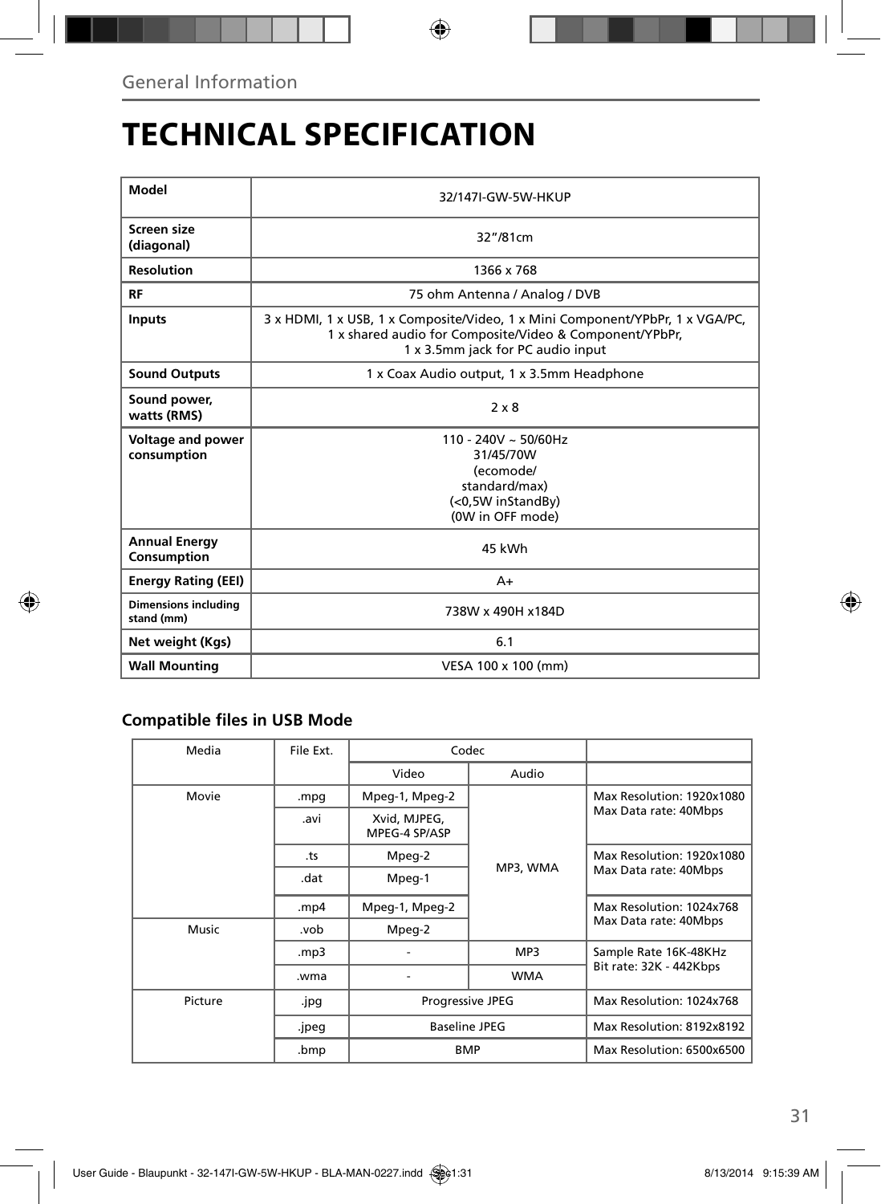# TECHNICAL SPECIFICATION

| Model | 32/147I-GW-5W-HKUP |
|---|---|
| Screen size (diagonal) | 32"/81cm |
| Resolution | 1366 x 768 |
| RF | 75 ohm Antenna / Analog / DVB |
| Inputs | 3 x HDMI, 1 x USB, 1 x Composite/Video, 1 x Mini Component/YPbPr, 1 x VGA/PC, 1 x shared audio for Composite/Video & Component/YPbPr, 1 x 3.5mm jack for PC audio input |
| Sound Outputs | 1 x Coax Audio output, 1 x 3.5mm Headphone |
| Sound power, watts (RMS) | 2 x 8 |
| Voltage and power consumption | 110 - 240V ~ 50/60Hz 31/45/70W (ecomode/ standard/max) (<0,5W inStandBy) (0W in OFF mode) |
| Annual Energy Consumption | 45 kWh |
| Energy Rating (EEI) | A+ |
| Dimensions including stand (mm) | 738W x 490H x184D |
| Net weight (Kgs) | 6.1 |
| Wall Mounting | VESA 100 x 100 (mm) |

## Compatible files in USB Mode

| Media | File Ext. | Codec | | |
|---|---|---|---|---|
| | | Video | Audio | |
| Movie | .mpg | Mpeg-1, Mpeg-2 | MP3, WMA | Max Resolution: 1920x1080 Max Data rate: 40Mbps |
| | .avi | Xvid, MJPEG, MPEG-4 SP/ASP | | |
| | .ts | Mpeg-2 | | Max Resolution: 1920x1080 Max Data rate: 40Mbps |
| | .dat | Mpeg-1 | | |
| | .mp4 | Mpeg-1, Mpeg-2 | | Max Resolution: 1024x768 Max Data rate: 40Mbps |
| Music | .vob | Mpeg-2 | | |
| | .mp3 | - | MP3 | Sample Rate 16K-48KHz Bit rate: 32K - 442Kbps |
| | .wma | - | WMA | |
| Picture | .jpg | Progressive JPEG | | Max Resolution: 1024x768 |
| | .jpeg | Baseline JPEG | | Max Resolution: 8192x8192 |
| | .bmp | BMP | | Max Resolution: 6500x6500 |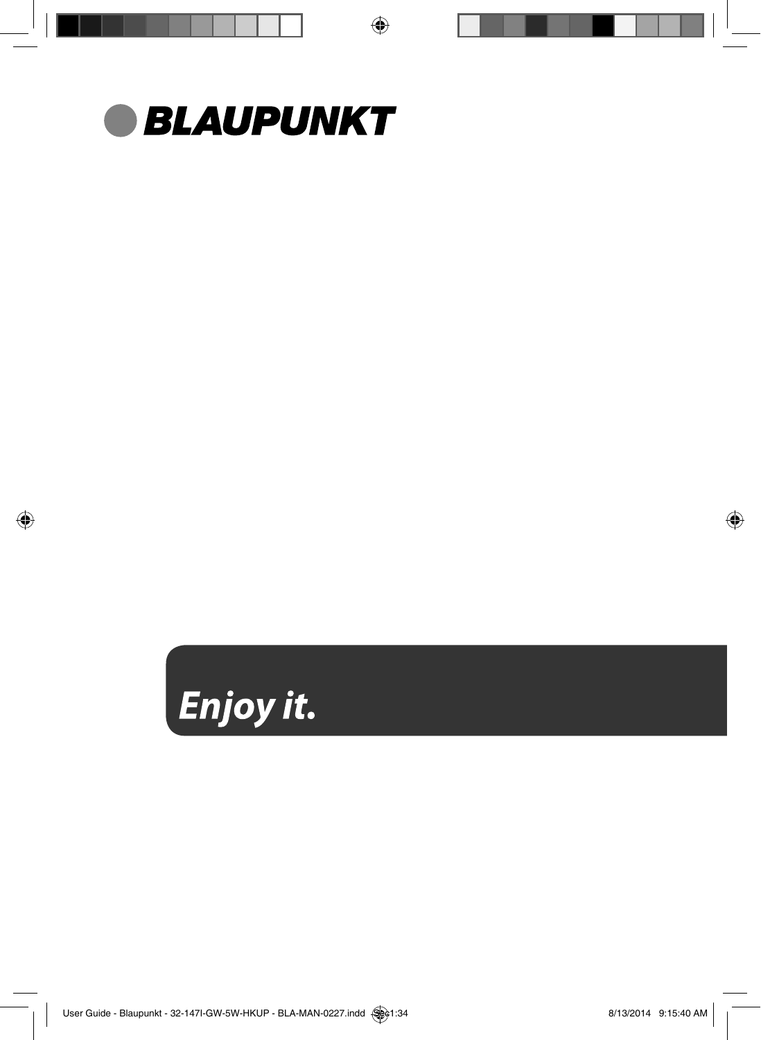BLAUPUNKT

Enjoy it.